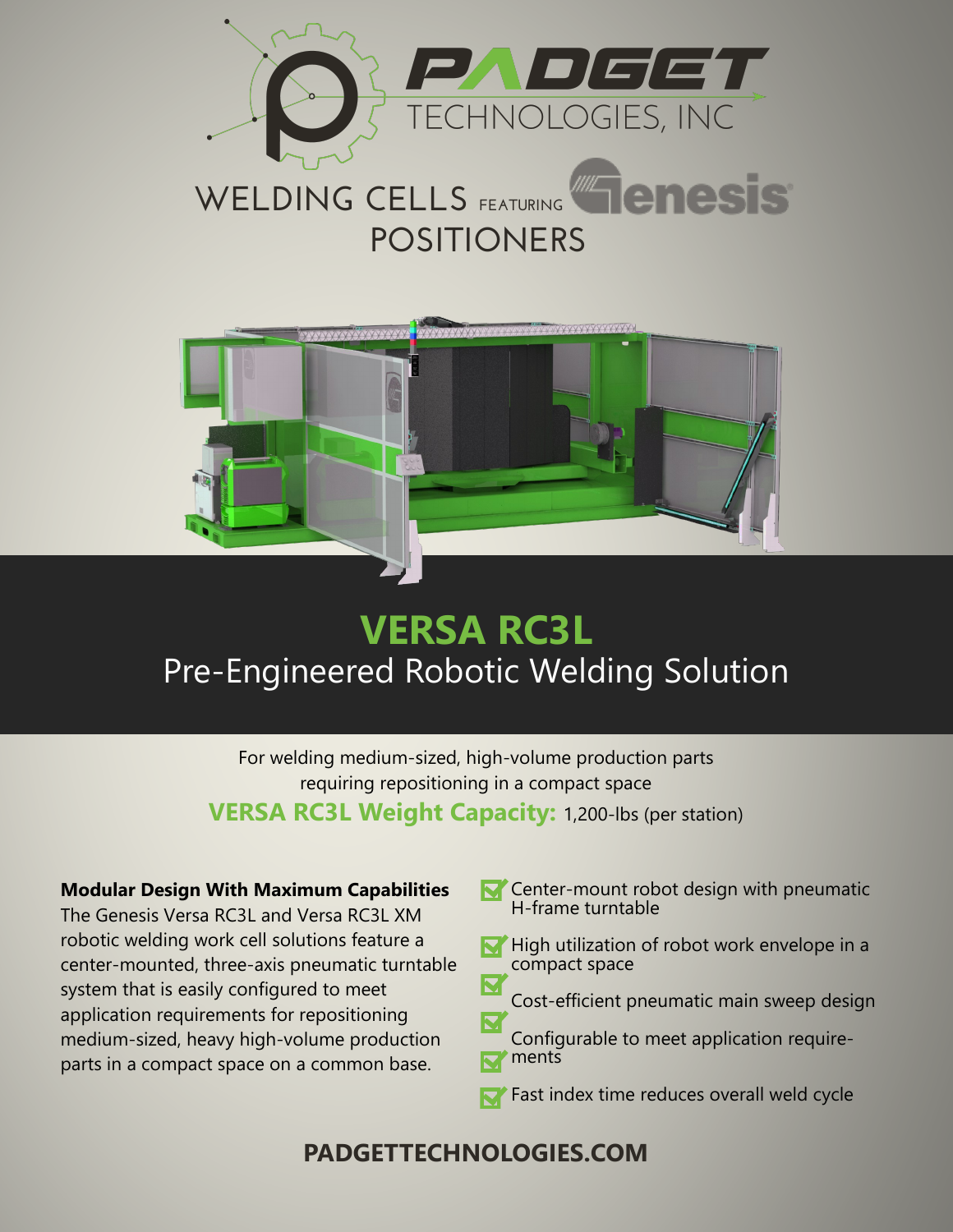PADGET TECHNOLOGIES, INC

WELDING CELLS FEATURING Genesis POSITIONERS

# VERSA RC3L

## Pre-Engineered Robotic Welding Solution

For welding medium-sized, high-volume production parts requiring repositioning in a compact space

**VERSA RC3L Weight Capacity:** 1,200-lbs (per station)

**Modular Design With Maximum Capabilities**
The Genesis Versa RC3L and Versa RC3L XM robotic welding work cell solutions feature a center-mounted, three-axis pneumatic turntable system that is easily configured to meet application requirements for repositioning medium-sized, heavy high-volume production parts in a compact space on a common base.

- Center-mount robot design with pneumatic H-frame turntable
- High utilization of robot work envelope in a compact space
- Cost-efficient pneumatic main sweep design
- Configurable to meet application requirements
- Fast index time reduces overall weld cycle

**PADGETTECHNOLOGIES.COM**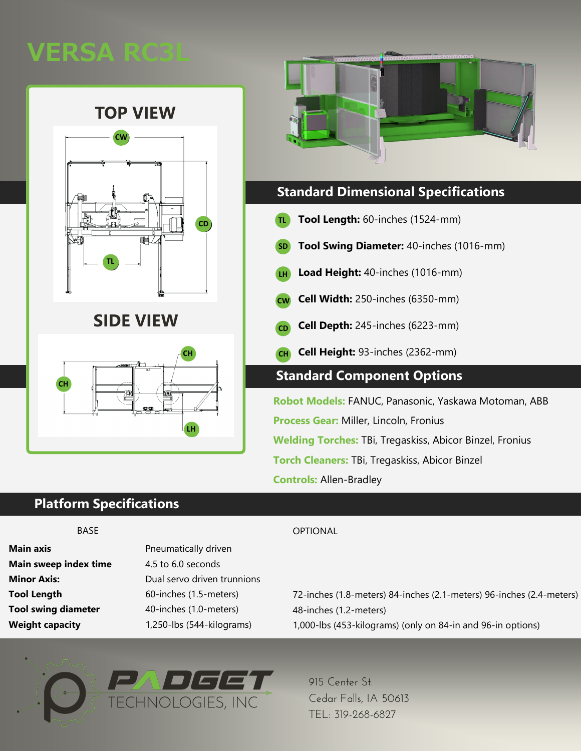# VERSA RC3L

## TOP VIEW

CW

CD

TL

## SIDE VIEW

CH

CH

LH

## Standard Dimensional Specifications

- TL **Tool Length:** 60-inches (1524-mm)
- SD **Tool Swing Diameter:** 40-inches (1016-mm)
- LH **Load Height:** 40-inches (1016-mm)
- CW **Cell Width:** 250-inches (6350-mm)
- CD **Cell Depth:** 245-inches (6223-mm)
- CH **Cell Height:** 93-inches (2362-mm)

## Standard Component Options

**Robot Models:** FANUC, Panasonic, Yaskawa Motoman, ABB

**Process Gear:** Miller, Lincoln, Fronius

**Welding Torches:** TBi, Tregaskiss, Abicor Binzel, Fronius

**Torch Cleaners:** TBi, Tregaskiss, Abicor Binzel

**Controls:** Allen-Bradley

## Platform Specifications

| | BASE | OPTIONAL |
|---|---|---|
| **Main axis** | Pneumatically driven | |
| **Main sweep index time** | 4.5 to 6.0 seconds | |
| **Minor Axis:** | Dual servo driven trunnions | |
| **Tool Length** | 60-inches (1.5-meters) | 72-inches (1.8-meters) 84-inches (2.1-meters) 96-inches (2.4-meters) |
| **Tool swing diameter** | 40-inches (1.0-meters) | 48-inches (1.2-meters) |
| **Weight capacity** | 1,250-lbs (544-kilograms) | 1,000-lbs (453-kilograms) (only on 84-in and 96-in options) |

PADGET TECHNOLOGIES, INC

915 Center St.
Cedar Falls, IA 50613
TEL: 319-268-6827